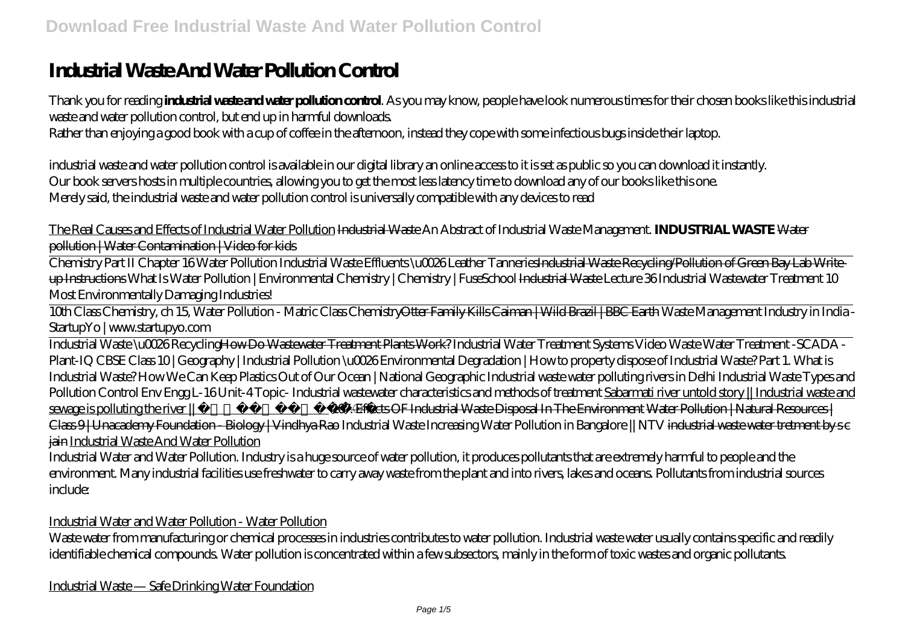# Industrial Waste And Water Pollution Control

Thank you for reading **industrial waste and water pollution control**. As you may know, people have look numerous times for their chosen books like this industrial waste and water pollution control, but end up in harmful downloads.

Rather than enjoying a good book with a cup of coffee in the afternoon, instead they cope with some infectious bugs inside their laptop.

industrial waste and water pollution control is available in our digital library an online access to it is set as public so you can download it instantly.
Our book servers hosts in multiple countries, allowing you to get the most less latency time to download any of our books like this one.
Merely said, the industrial waste and water pollution control is universally compatible with any devices to read

The Real Causes and Effects of Industrial Water Pollution ~~Industrial Waste~~ *An Abstract of Industrial Waste Management.* **INDUSTRIAL WASTE** ~~Water pollution | Water Contamination | Video for kids~~

Chemistry Part II Chapter 16 Water Pollution Industrial Waste Effluents \u0026 Leather Tanneries~~Industrial Waste Recycling/Pollution of Green Bay Lab Write-up Instructions~~ *What Is Water Pollution | Environmental Chemistry | Chemistry | FuseSchool* ~~Industrial Waste~~ *Lecture 36 Industrial Wastewater Treatment 10 Most Environmentally Damaging Industries!*

10th Class Chemistry, ch 15, Water Pollution - Matric Class Chemistry~~Otter Family Kills Caiman | Wild Brazil | BBC Earth~~ *Waste Management Industry in India - StartupYo | www.startupyo.com*

Industrial Waste \u0026 Recycling~~How Do Wastewater Treatment Plants Work?~~ *Industrial Water Treatment Systems Video Waste Water Treatment -SCADA - Plant-IQ CBSE Class 10 | Geography | Industrial Pollution \u0026 Environmental Degradation | How to property dispose of Industrial Waste? Part 1. What is Industrial Waste? How We Can Keep Plastics Out of Our Ocean | National Geographic Industrial waste water polluting rivers in Delhi Industrial Waste Types and Pollution Control Env Engg L-16 Unit-4 Topic- Industrial wastewater characteristics and methods of treatment* Sabarmati river untold story || Industrial waste and sewage is polluting the river || ~~167. Effects OF Industrial Waste Disposal In The Environment Water Pollution | Natural Resources | Class 9 | Unacademy Foundation - Biology | Vindhya Rao~~ *Industrial Waste Increasing Water Pollution in Bangalore || NTV* ~~industrial waste water tretment by s c jain~~ Industrial Waste And Water Pollution

Industrial Water and Water Pollution. Industry is a huge source of water pollution, it produces pollutants that are extremely harmful to people and the environment. Many industrial facilities use freshwater to carry away waste from the plant and into rivers, lakes and oceans. Pollutants from industrial sources include:

Industrial Water and Water Pollution - Water Pollution

Waste water from manufacturing or chemical processes in industries contributes to water pollution. Industrial waste water usually contains specific and readily identifiable chemical compounds. Water pollution is concentrated within a few subsectors, mainly in the form of toxic wastes and organic pollutants.

Industrial Waste — Safe Drinking Water Foundation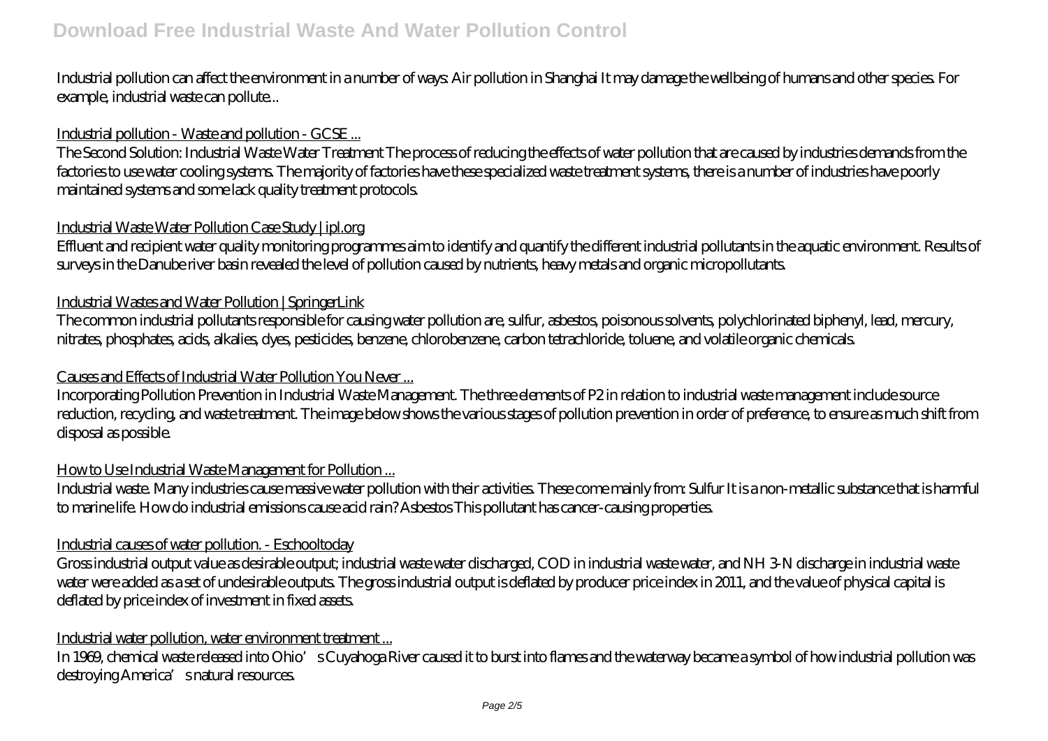Industrial pollution can affect the environment in a number of ways: Air pollution in Shanghai It may damage the wellbeing of humans and other species. For example, industrial waste can pollute...

Industrial pollution - Waste and pollution - GCSE ...

The Second Solution: Industrial Waste Water Treatment The process of reducing the effects of water pollution that are caused by industries demands from the factories to use water cooling systems. The majority of factories have these specialized waste treatment systems, there is a number of industries have poorly maintained systems and some lack quality treatment protocols.

Industrial Waste Water Pollution Case Study | ipl.org

Effluent and recipient water quality monitoring programmes aim to identify and quantify the different industrial pollutants in the aquatic environment. Results of surveys in the Danube river basin revealed the level of pollution caused by nutrients, heavy metals and organic micropollutants.

Industrial Wastes and Water Pollution | SpringerLink

The common industrial pollutants responsible for causing water pollution are, sulfur, asbestos, poisonous solvents, polychlorinated biphenyl, lead, mercury, nitrates, phosphates, acids, alkalies, dyes, pesticides, benzene, chlorobenzene, carbon tetrachloride, toluene, and volatile organic chemicals.

Causes and Effects of Industrial Water Pollution You Never ...

Incorporating Pollution Prevention in Industrial Waste Management. The three elements of P2 in relation to industrial waste management include source reduction, recycling, and waste treatment. The image below shows the various stages of pollution prevention in order of preference, to ensure as much shift from disposal as possible.

How to Use Industrial Waste Management for Pollution ...

Industrial waste. Many industries cause massive water pollution with their activities. These come mainly from: Sulfur It is a non-metallic substance that is harmful to marine life. How do industrial emissions cause acid rain? Asbestos This pollutant has cancer-causing properties.

Industrial causes of water pollution. - Eschooltoday

Gross industrial output value as desirable output; industrial waste water discharged, COD in industrial waste water, and $NH_3$-N discharge in industrial waste water were added as a set of undesirable outputs. The gross industrial output is deflated by producer price index in 2011, and the value of physical capital is deflated by price index of investment in fixed assets.

Industrial water pollution, water environment treatment ...

In 1969, chemical waste released into Ohio's Cuyahoga River caused it to burst into flames and the waterway became a symbol of how industrial pollution was destroying America's natural resources.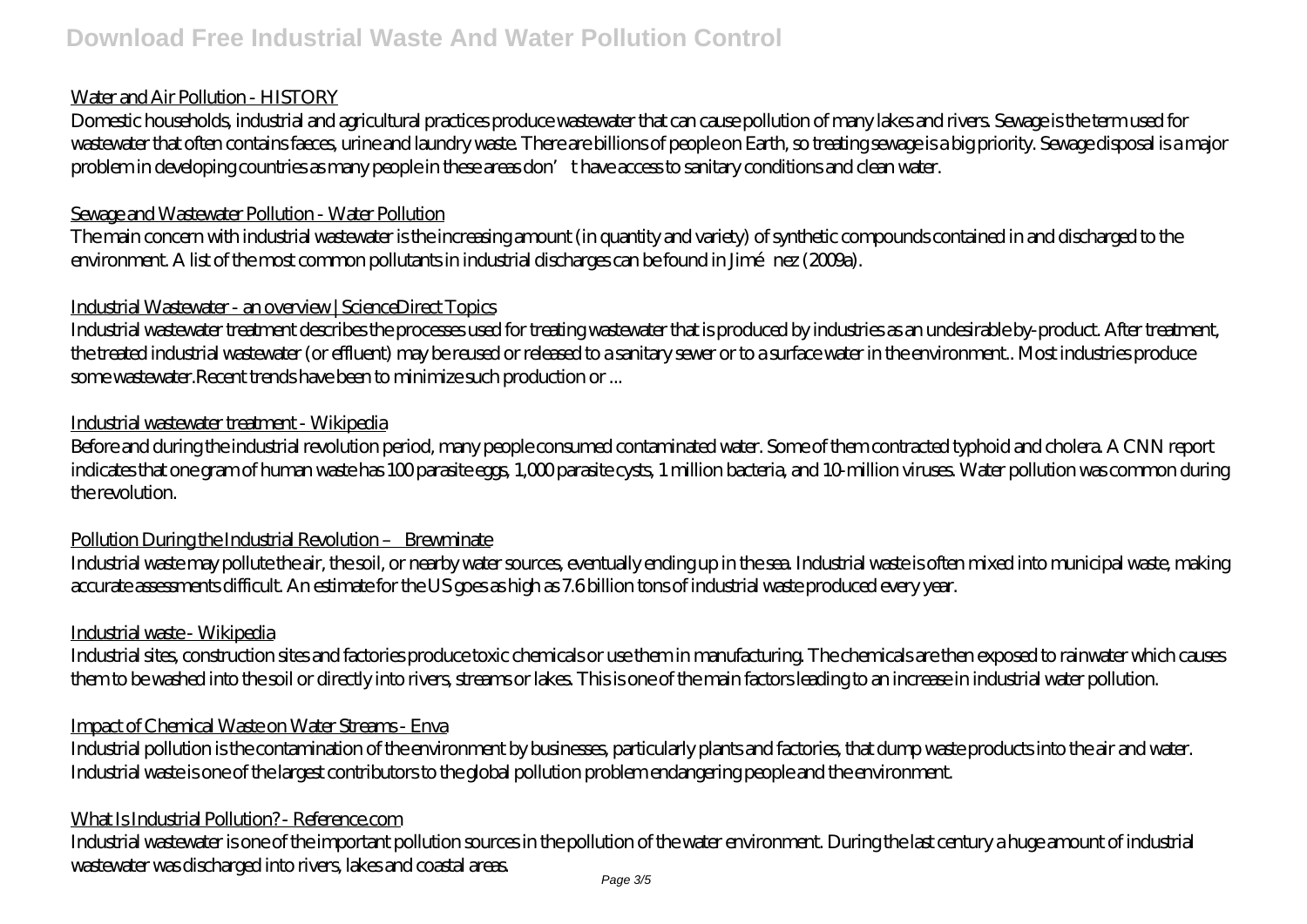Water and Air Pollution - HISTORY

Domestic households, industrial and agricultural practices produce wastewater that can cause pollution of many lakes and rivers. Sewage is the term used for wastewater that often contains faeces, urine and laundry waste. There are billions of people on Earth, so treating sewage is a big priority. Sewage disposal is a major problem in developing countries as many people in these areas don't have access to sanitary conditions and clean water.

Sewage and Wastewater Pollution - Water Pollution

The main concern with industrial wastewater is the increasing amount (in quantity and variety) of synthetic compounds contained in and discharged to the environment. A list of the most common pollutants in industrial discharges can be found in Jiménez (2009a).

Industrial Wastewater - an overview | ScienceDirect Topics

Industrial wastewater treatment describes the processes used for treating wastewater that is produced by industries as an undesirable by-product. After treatment, the treated industrial wastewater (or effluent) may be reused or released to a sanitary sewer or to a surface water in the environment.. Most industries produce some wastewater.Recent trends have been to minimize such production or ...

Industrial wastewater treatment - Wikipedia

Before and during the industrial revolution period, many people consumed contaminated water. Some of them contracted typhoid and cholera. A CNN report indicates that one gram of human waste has 100 parasite eggs, 1,000 parasite cysts, 1 million bacteria, and 10-million viruses. Water pollution was common during the revolution.

Pollution During the Industrial Revolution – Brewminate

Industrial waste may pollute the air, the soil, or nearby water sources, eventually ending up in the sea. Industrial waste is often mixed into municipal waste, making accurate assessments difficult. An estimate for the US goes as high as 7.6 billion tons of industrial waste produced every year.

Industrial waste - Wikipedia

Industrial sites, construction sites and factories produce toxic chemicals or use them in manufacturing. The chemicals are then exposed to rainwater which causes them to be washed into the soil or directly into rivers, streams or lakes. This is one of the main factors leading to an increase in industrial water pollution.

Impact of Chemical Waste on Water Streams - Enva

Industrial pollution is the contamination of the environment by businesses, particularly plants and factories, that dump waste products into the air and water. Industrial waste is one of the largest contributors to the global pollution problem endangering people and the environment.

What Is Industrial Pollution? - Reference.com

Industrial wastewater is one of the important pollution sources in the pollution of the water environment. During the last century a huge amount of industrial wastewater was discharged into rivers, lakes and coastal areas.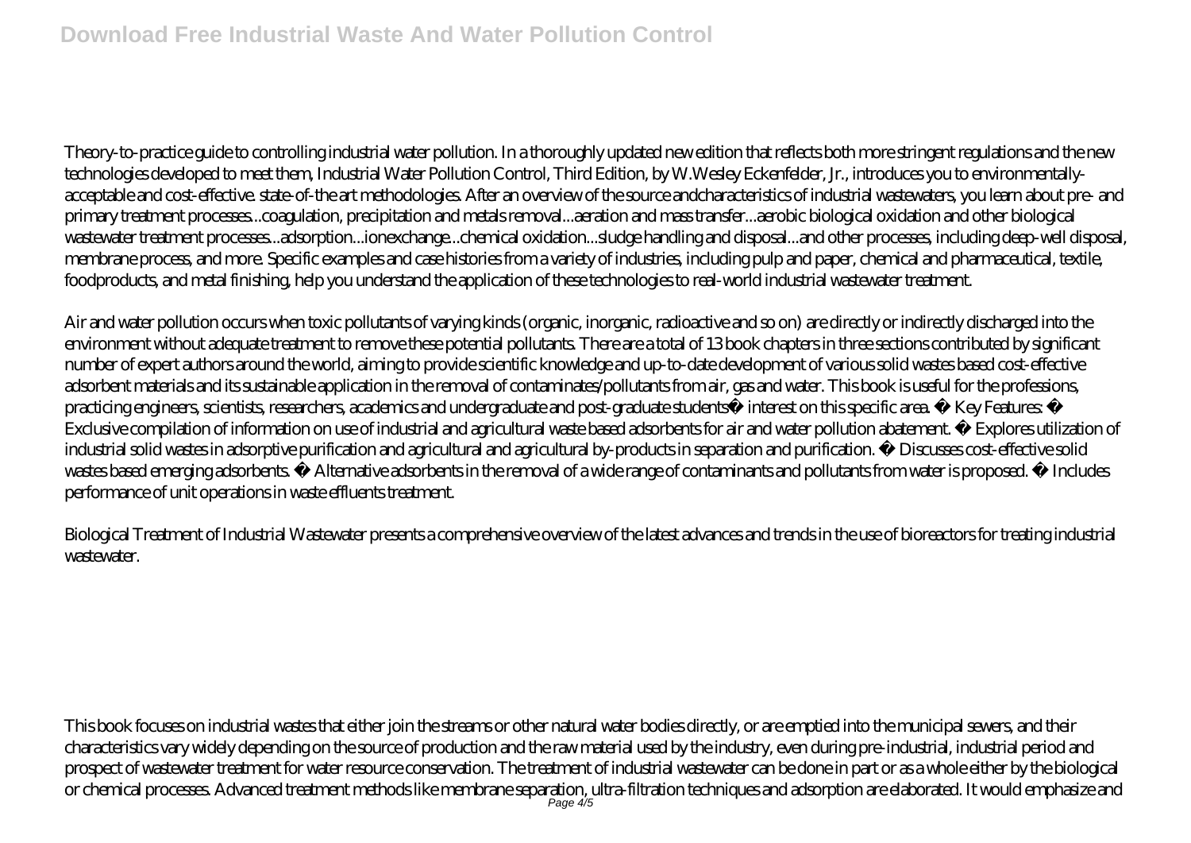Theory-to-practice guide to controlling industrial water pollution. In a thoroughly updated new edition that reflects both more stringent regulations and the new technologies developed to meet them, Industrial Water Pollution Control, Third Edition, by W.Wesley Eckenfelder, Jr., introduces you to environmentally-acceptable and cost-effective. state-of-the art methodologies. After an overview of the source andcharacteristics of industrial wastewaters, you learn about pre- and primary treatment processes...coagulation, precipitation and metals removal...aeration and mass transfer...aerobic biological oxidation and other biological wastewater treatment processes...adsorption...ionexchange...chemical oxidation...sludge handling and disposal...and other processes, including deep-well disposal, membrane process, and more. Specific examples and case histories from a variety of industries, including pulp and paper, chemical and pharmaceutical, textile, foodproducts, and metal finishing, help you understand the application of these technologies to real-world industrial wastewater treatment.

Air and water pollution occurs when toxic pollutants of varying kinds (organic, inorganic, radioactive and so on) are directly or indirectly discharged into the environment without adequate treatment to remove these potential pollutants. There are a total of 13 book chapters in three sections contributed by significant number of expert authors around the world, aiming to provide scientific knowledge and up-to-date development of various solid wastes based cost-effective adsorbent materials and its sustainable application in the removal of contaminates/pollutants from air, gas and water. This book is useful for the professions, practicing engineers, scientists, researchers, academics and undergraduate and post-graduate students� interest on this specific area. � Key Features: � Exclusive compilation of information on use of industrial and agricultural waste based adsorbents for air and water pollution abatement. � Explores utilization of industrial solid wastes in adsorptive purification and agricultural and agricultural by-products in separation and purification. � Discusses cost-effective solid wastes based emerging adsorbents. � Alternative adsorbents in the removal of a wide range of contaminants and pollutants from water is proposed. � Includes performance of unit operations in waste effluents treatment.

Biological Treatment of Industrial Wastewater presents a comprehensive overview of the latest advances and trends in the use of bioreactors for treating industrial wastewater.

This book focuses on industrial wastes that either join the streams or other natural water bodies directly, or are emptied into the municipal sewers, and their characteristics vary widely depending on the source of production and the raw material used by the industry, even during pre-industrial, industrial period and prospect of wastewater treatment for water resource conservation. The treatment of industrial wastewater can be done in part or as a whole either by the biological or chemical processes. Advanced treatment methods like membrane separation, ultra-filtration techniques and adsorption are elaborated. It would emphasize and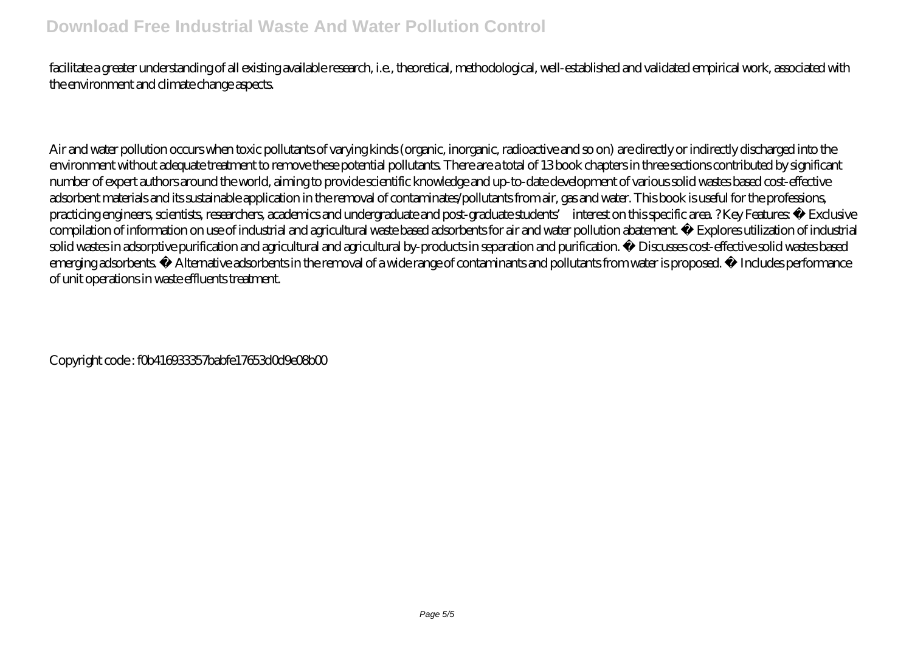facilitate a greater understanding of all existing available research, i.e., theoretical, methodological, well-established and validated empirical work, associated with the environment and climate change aspects.

Air and water pollution occurs when toxic pollutants of varying kinds (organic, inorganic, radioactive and so on) are directly or indirectly discharged into the environment without adequate treatment to remove these potential pollutants. There are a total of 13 book chapters in three sections contributed by significant number of expert authors around the world, aiming to provide scientific knowledge and up-to-date development of various solid wastes based cost-effective adsorbent materials and its sustainable application in the removal of contaminates/pollutants from air, gas and water. This book is useful for the professions, practicing engineers, scientists, researchers, academics and undergraduate and post-graduate students' interest on this specific area. ? Key Features: � Exclusive compilation of information on use of industrial and agricultural waste based adsorbents for air and water pollution abatement. � Explores utilization of industrial solid wastes in adsorptive purification and agricultural and agricultural by-products in separation and purification. � Discusses cost-effective solid wastes based emerging adsorbents. � Alternative adsorbents in the removal of a wide range of contaminants and pollutants from water is proposed. � Includes performance of unit operations in waste effluents treatment.

Copyright code : f0b416933357babfe17653d0d9e08b00